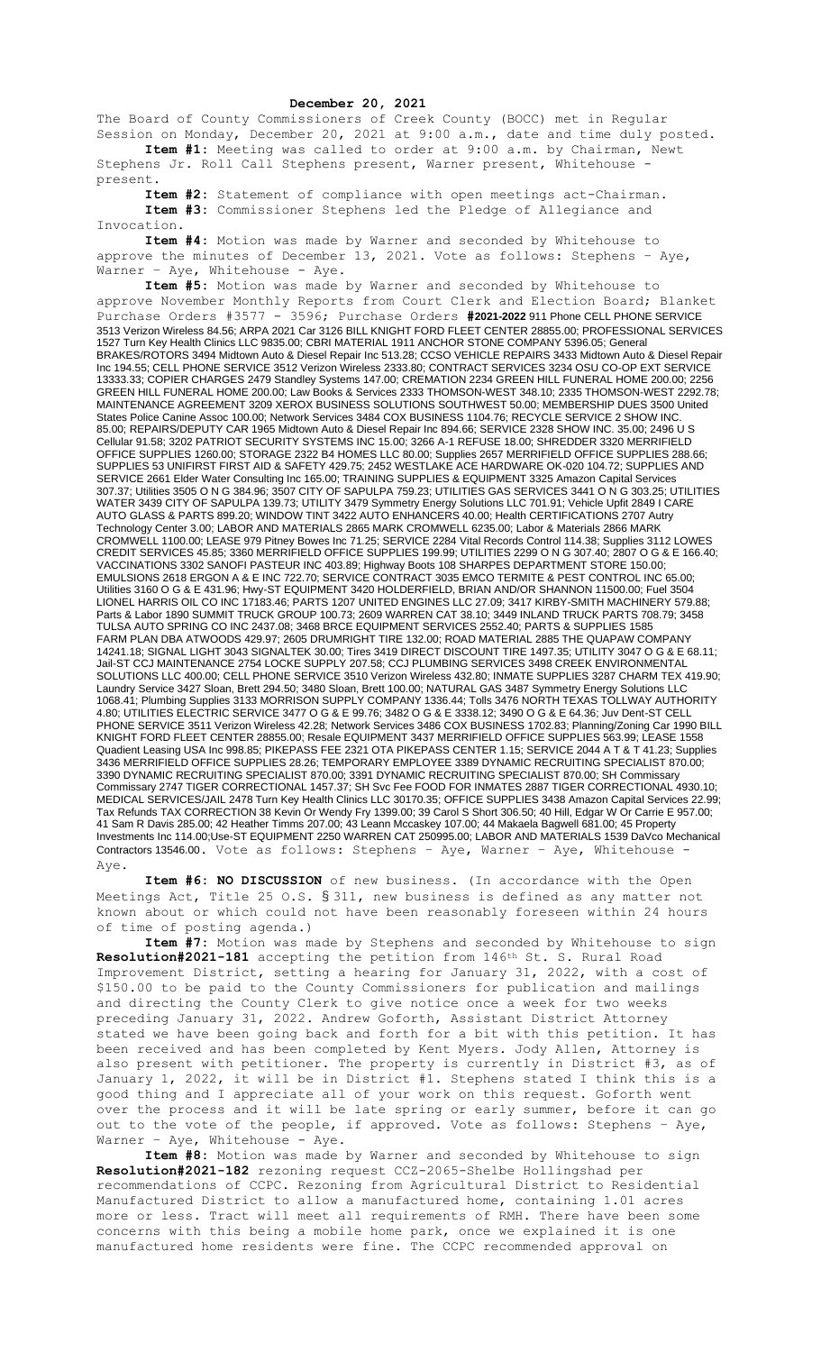**December 20, 2021**

The Board of County Commissioners of Creek County (BOCC) met in Regular Session on Monday, December 20, 2021 at 9:00 a.m., date and time duly posted.

**Item #1:** Meeting was called to order at 9:00 a.m. by Chairman, Newt Stephens Jr. Roll Call Stephens present, Warner present, Whitehouse - present.

**Item #2:** Statement of compliance with open meetings act-Chairman.

**Item #3:** Commissioner Stephens led the Pledge of Allegiance and Invocation.

**Item #4:** Motion was made by Warner and seconded by Whitehouse to approve the minutes of December 13, 2021. Vote as follows: Stephens – Aye, Warner – Aye, Whitehouse - Aye.

**Item #5:** Motion was made by Warner and seconded by Whitehouse to approve November Monthly Reports from Court Clerk and Election Board; Blanket Purchase Orders #3577 - 3596; Purchase Orders **#2021-2022** 911 Phone CELL PHONE SERVICE 3513 Verizon Wireless 84.56; ARPA 2021 Car 3126 BILL KNIGHT FORD FLEET CENTER 28855.00; PROFESSIONAL SERVICES 1527 Turn Key Health Clinics LLC 9835.00; CBRI MATERIAL 1911 ANCHOR STONE COMPANY 5396.05; General BRAKES/ROTORS 3494 Midtown Auto & Diesel Repair Inc 194.55; CELL PHONE SERVICE 3512 Verizon Wireless 2333.80; CONTRACT SERVICES 3234 OSU CO-OP EXT SERVICE 13333.33; COPIER CHARGES 2479 Standley Systems 147.00; CREMATION 2234 GREEN HILL FUNERAL HOME 200.00; 2256 GREEN HILL FUNERAL HOME 200.00; Law Books & Services 2333 THOMSON-WEST 348.10; 2335 THOMSON-WEST 2292.78; MAINTENANCE AGREEMENT 3209 XEROX BUSINESS SOLUTIONS SOUTHWEST 50.00; MEMBERSHIP DUES 3500 United States Police Canine Assoc 100.00; Network Services 3484 COX BUSINESS 1104.76; RECYCLE SERVICE 2 SHOW INC. 85.00; REPAIRS/DEPUTY CAR 1965 Midtown Auto & Diesel Repair Inc 894.66; SERVICE 2328 SHOW INC. 35.00; 2496 U S Cellular 91.58; 3202 PATRIOT SECURITY SYSTEMS INC 15.00; 3266 A-1 REFUSE 18.00; SHREDDER 3320 MERRIFIELD OFFICE SUPPLIES 1260.00; STORAGE 2322 B4 HOMES LLC 80.00; Supplies 2657 MERRIFIELD OFFICE SUPPLIES 288.66; SUPPLIES 53 UNIFIRST FIRST AID & SAFETY 429.75; 2452 WESTLAKE ACE HARDWARE OK-020 104.72; SUPPLIES AND SERVICE 2661 Elder Water Consulting Inc 165.00; TRAINING SUPPLIES & EQUIPMENT 3325 Amazon Capital Services 307.37; Utilities 3505 O N G 384.96; 3507 CITY OF SAPULPA 759.23; UTILITIES GAS SERVICES 3441 O N G 303.25; UTILITIES WATER 3439 CITY OF SAPULPA 139.73; UTILITY 3479 Symmetry Energy Solutions LLC 701.91; Vehicle Upfit 2849 I CARE AUTO GLASS & PARTS 899.20; WINDOW TINT 3422 AUTO ENHANCERS 40.00; Health CERTIFICATIONS 2707 Autry Technology Center 3.00; LABOR AND MATERIALS 2865 MARK CROMWELL 6235.00; Labor & Materials 2866 MARK CROMWELL 1100.00; LEASE 979 Pitney Bowes Inc 71.25; SERVICE 2284 Vital Records Control 114.38; Supplies 3112 LOWES CREDIT SERVICES 45.85; 3360 MERRIFIELD OFFICE SUPPLIES 199.99; UTILITIES 2299 O N G 307.40; 2807 O G & E 166.40; VACCINATIONS 3302 SANOFI PASTEUR INC 403.89; Highway Boots 108 SHARPES DEPARTMENT STORE 150.00; EMULSIONS 2618 ERGON A & E INC 722.70; SERVICE CONTRACT 3035 EMCO TERMITE & PEST CONTROL INC 65.00; Utilities 3160 O G & E 431.96; Hwy-ST EQUIPMENT 3420 HOLDERFIELD, BRIAN AND/OR SHANNON 11500.00; Fuel 3504 LIONEL HARRIS OIL CO INC 17183.46; PARTS 1207 UNITED ENGINES LLC 27.09; 3417 KIRBY-SMITH MACHINERY 579.88; Parts & Labor 1890 SUMMIT TRUCK GROUP 100.73; 2609 WARREN CAT 38.10; 3449 INLAND TRUCK PARTS 708.79; 3458 TULSA AUTO SPRING CO INC 2437.08; 3468 BRCE EQUIPMENT SERVICES 2552.40; PARTS & SUPPLIES 1585 FARM PLAN DBA ATWOODS 429.97; 2605 DRUMRIGHT TIRE 132.00; ROAD MATERIAL 2885 THE QUAPAW COMPANY 14241.18; SIGNAL LIGHT 3043 SIGNALTEK 30.00; Tires 3419 DIRECT DISCOUNT TIRE 1497.35; UTILITY 3047 O G & E 68.11; Jail-ST CCJ MAINTENANCE 2754 LOCKE SUPPLY 207.58; CCJ PLUMBING SERVICES 3498 CREEK ENVIRONMENTAL SOLUTIONS LLC 400.00; CELL PHONE SERVICE 3510 Verizon Wireless 432.80; INMATE SUPPLIES 3287 CHARM TEX 419.90; Laundry Service 3427 Sloan, Brett 294.50; 3480 Sloan, Brett 100.00; NATURAL GAS 3487 Symmetry Energy Solutions LLC 1068.41; Plumbing Supplies 3133 MORRISON SUPPLY COMPANY 1336.44; Tolls 3476 NORTH TEXAS TOLLWAY AUTHORITY 4.80; UTILITIES ELECTRIC SERVICE 3477 O G & E 99.76; 3482 O G & E 3338.12; 3490 O G & E 64.36; Juv Dent-ST CELL PHONE SERVICE 3511 Verizon Wireless 42.28; Network Services 3486 COX BUSINESS 1702.83; Planning/Zoning Car 1990 BILL KNIGHT FORD FLEET CENTER 28855.00; Resale EQUIPMENT 3437 MERRIFIELD OFFICE SUPPLIES 563.99; LEASE 1558 Quadient Leasing USA Inc 998.85; PIKEPASS FEE 2321 OTA PIKEPASS CENTER 1.15; SERVICE 2044 A T & T 41.23; Supplies 3436 MERRIFIELD OFFICE SUPPLIES 28.26; TEMPORARY EMPLOYEE 3389 DYNAMIC RECRUITING SPECIALIST 870.00; 3390 DYNAMIC RECRUITING SPECIALIST 870.00; 3391 DYNAMIC RECRUITING SPECIALIST 870.00; SH Commissary Commissary 2747 TIGER CORRECTIONAL 1457.37; SH Svc Fee FOOD FOR INMATES 2887 TIGER CORRECTIONAL 4930.10; MEDICAL SERVICES/JAIL 2478 Turn Key Health Clinics LLC 30170.35; OFFICE SUPPLIES 3438 Amazon Capital Services 22.99; Tax Refunds TAX CORRECTION 38 Kevin Or Wendy Fry 1399.00; 39 Carol S Short 306.50; 40 Hill, Edgar W Or Carrie E 957.00; 41 Sam R Davis 285.00; 42 Heather Timms 207.00; 43 Leann Mccaskey 107.00; 44 Makaela Bagwell 681.00; 45 Property Investments Inc 114.00;Use-ST EQUIPMENT 2250 WARREN CAT 250995.00; LABOR AND MATERIALS 1539 DaVco Mechanical Contractors 13546.00. Vote as follows: Stephens – Aye, Warner – Aye, Whitehouse - Aye.

**Item #6: NO DISCUSSION** of new business. (In accordance with the Open Meetings Act, Title 25 O.S. § 311, new business is defined as any matter not known about or which could not have been reasonably foreseen within 24 hours of time of posting agenda.)

**Item #7:** Motion was made by Stephens and seconded by Whitehouse to sign **Resolution#2021-181** accepting the petition from 146th St. S. Rural Road Improvement District, setting a hearing for January 31, 2022, with a cost of $150.00 to be paid to the County Commissioners for publication and mailings and directing the County Clerk to give notice once a week for two weeks preceding January 31, 2022. Andrew Goforth, Assistant District Attorney stated we have been going back and forth for a bit with this petition. It has been received and has been completed by Kent Myers. Jody Allen, Attorney is also present with petitioner. The property is currently in District #3, as of January 1, 2022, it will be in District #1. Stephens stated I think this is a good thing and I appreciate all of your work on this request. Goforth went over the process and it will be late spring or early summer, before it can go out to the vote of the people, if approved. Vote as follows: Stephens – Aye, Warner – Aye, Whitehouse - Aye.

**Item #8:** Motion was made by Warner and seconded by Whitehouse to sign **Resolution#2021-182** rezoning request CCZ-2065-Shelbe Hollingshad per recommendations of CCPC. Rezoning from Agricultural District to Residential Manufactured District to allow a manufactured home, containing 1.01 acres more or less. Tract will meet all requirements of RMH. There have been some concerns with this being a mobile home park, once we explained it is one manufactured home residents were fine. The CCPC recommended approval on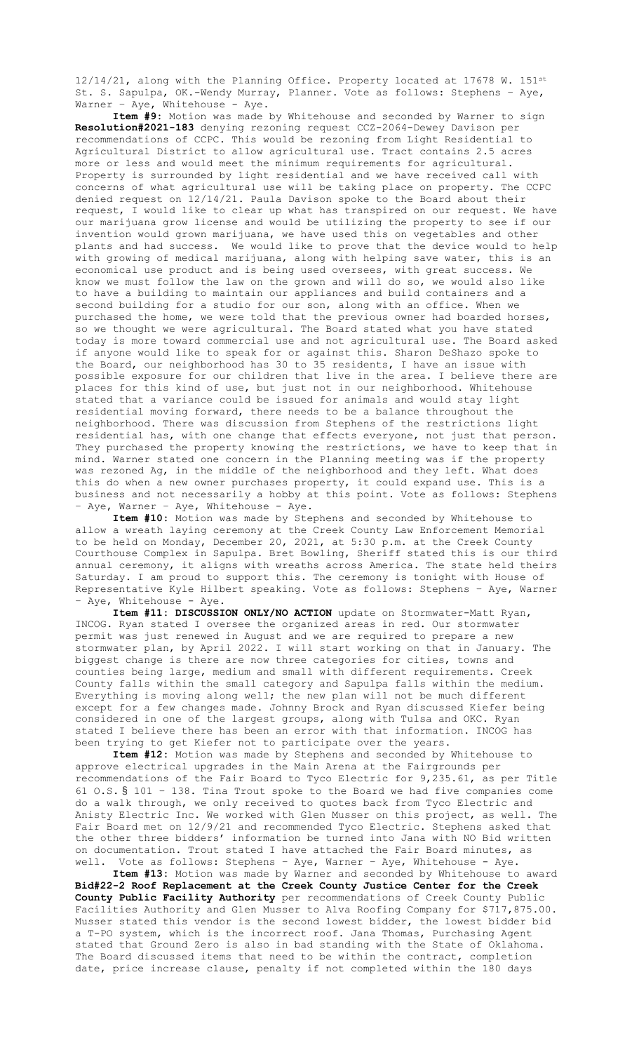12/14/21, along with the Planning Office. Property located at 17678 W. 151st St. S. Sapulpa, OK.-Wendy Murray, Planner. Vote as follows: Stephens – Aye, Warner – Aye, Whitehouse - Aye.

**Item #9:** Motion was made by Whitehouse and seconded by Warner to sign **Resolution#2021-183** denying rezoning request CCZ-2064-Dewey Davison per recommendations of CCPC. This would be rezoning from Light Residential to Agricultural District to allow agricultural use. Tract contains 2.5 acres more or less and would meet the minimum requirements for agricultural. Property is surrounded by light residential and we have received call with concerns of what agricultural use will be taking place on property. The CCPC denied request on 12/14/21. Paula Davison spoke to the Board about their request, I would like to clear up what has transpired on our request. We have our marijuana grow license and would be utilizing the property to see if our invention would grown marijuana, we have used this on vegetables and other plants and had success. We would like to prove that the device would to help with growing of medical marijuana, along with helping save water, this is an economical use product and is being used oversees, with great success. We know we must follow the law on the grown and will do so, we would also like to have a building to maintain our appliances and build containers and a second building for a studio for our son, along with an office. When we purchased the home, we were told that the previous owner had boarded horses, so we thought we were agricultural. The Board stated what you have stated today is more toward commercial use and not agricultural use. The Board asked if anyone would like to speak for or against this. Sharon DeShazo spoke to the Board, our neighborhood has 30 to 35 residents, I have an issue with possible exposure for our children that live in the area. I believe there are places for this kind of use, but just not in our neighborhood. Whitehouse stated that a variance could be issued for animals and would stay light residential moving forward, there needs to be a balance throughout the neighborhood. There was discussion from Stephens of the restrictions light residential has, with one change that effects everyone, not just that person. They purchased the property knowing the restrictions, we have to keep that in mind. Warner stated one concern in the Planning meeting was if the property was rezoned Ag, in the middle of the neighborhood and they left. What does this do when a new owner purchases property, it could expand use. This is a business and not necessarily a hobby at this point. Vote as follows: Stephens – Aye, Warner – Aye, Whitehouse - Aye.

**Item #10:** Motion was made by Stephens and seconded by Whitehouse to allow a wreath laying ceremony at the Creek County Law Enforcement Memorial to be held on Monday, December 20, 2021, at 5:30 p.m. at the Creek County Courthouse Complex in Sapulpa. Bret Bowling, Sheriff stated this is our third annual ceremony, it aligns with wreaths across America. The state held theirs Saturday. I am proud to support this. The ceremony is tonight with House of Representative Kyle Hilbert speaking. Vote as follows: Stephens – Aye, Warner – Aye, Whitehouse - Aye.

**Item #11: DISCUSSION ONLY/NO ACTION** update on Stormwater-Matt Ryan, INCOG. Ryan stated I oversee the organized areas in red. Our stormwater permit was just renewed in August and we are required to prepare a new stormwater plan, by April 2022. I will start working on that in January. The biggest change is there are now three categories for cities, towns and counties being large, medium and small with different requirements. Creek County falls within the small category and Sapulpa falls within the medium. Everything is moving along well; the new plan will not be much different except for a few changes made. Johnny Brock and Ryan discussed Kiefer being considered in one of the largest groups, along with Tulsa and OKC. Ryan stated I believe there has been an error with that information. INCOG has been trying to get Kiefer not to participate over the years.

**Item #12:** Motion was made by Stephens and seconded by Whitehouse to approve electrical upgrades in the Main Arena at the Fairgrounds per recommendations of the Fair Board to Tyco Electric for 9,235.61, as per Title 61 O.S.§ 101 – 138. Tina Trout spoke to the Board we had five companies come do a walk through, we only received to quotes back from Tyco Electric and Anisty Electric Inc. We worked with Glen Musser on this project, as well. The Fair Board met on 12/9/21 and recommended Tyco Electric. Stephens asked that the other three bidders' information be turned into Jana with NO Bid written on documentation. Trout stated I have attached the Fair Board minutes, as well. Vote as follows: Stephens – Aye, Warner – Aye, Whitehouse - Aye.

**Item #13:** Motion was made by Warner and seconded by Whitehouse to award **Bid#22-2 Roof Replacement at the Creek County Justice Center for the Creek County Public Facility Authority** per recommendations of Creek County Public Facilities Authority and Glen Musser to Alva Roofing Company for $717,875.00. Musser stated this vendor is the second lowest bidder, the lowest bidder bid a T-PO system, which is the incorrect roof. Jana Thomas, Purchasing Agent stated that Ground Zero is also in bad standing with the State of Oklahoma. The Board discussed items that need to be within the contract, completion date, price increase clause, penalty if not completed within the 180 days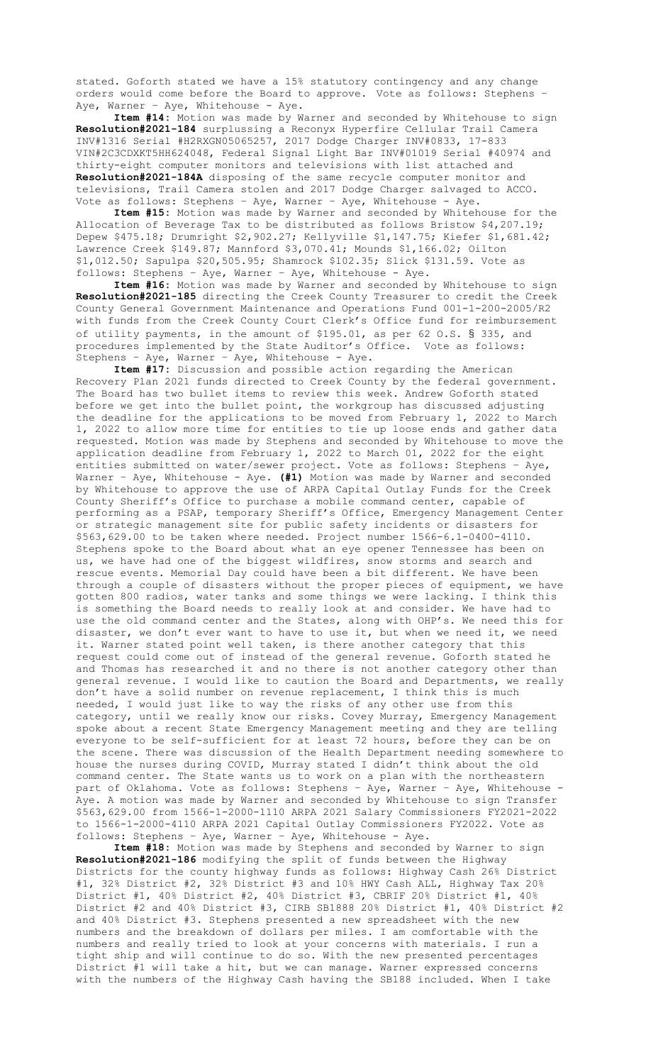stated. Goforth stated we have a 15% statutory contingency and any change orders would come before the Board to approve. Vote as follows: Stephens – Aye, Warner – Aye, Whitehouse - Aye.

**Item #14:** Motion was made by Warner and seconded by Whitehouse to sign **Resolution#2021-184** surplussing a Reconyx Hyperfire Cellular Trail Camera INV#1316 Serial #H2RXGN05065257, 2017 Dodge Charger INV#0833, 17-833 VIN#2C3CDXKT5HH624048, Federal Signal Light Bar INV#01019 Serial #40974 and thirty-eight computer monitors and televisions with list attached and **Resolution#2021-184A** disposing of the same recycle computer monitor and televisions, Trail Camera stolen and 2017 Dodge Charger salvaged to ACCO. Vote as follows: Stephens – Aye, Warner – Aye, Whitehouse - Aye.

**Item #15:** Motion was made by Warner and seconded by Whitehouse for the Allocation of Beverage Tax to be distributed as follows Bristow $4,207.19; Depew $475.18; Drumright $2,902.27; Kellyville $1,147.75; Kiefer $1,681.42; Lawrence Creek $149.87; Mannford $3,070.41; Mounds $1,166.02; Oilton $1,012.50; Sapulpa $20,505.95; Shamrock $102.35; Slick $131.59. Vote as follows: Stephens – Aye, Warner – Aye, Whitehouse - Aye.

**Item #16:** Motion was made by Warner and seconded by Whitehouse to sign **Resolution#2021-185** directing the Creek County Treasurer to credit the Creek County General Government Maintenance and Operations Fund 001-1-200-2005/R2 with funds from the Creek County Court Clerk's Office fund for reimbursement of utility payments, in the amount of $195.01, as per 62 O.S. § 335, and procedures implemented by the State Auditor's Office. Vote as follows: Stephens – Aye, Warner – Aye, Whitehouse - Aye.

**Item #17:** Discussion and possible action regarding the American Recovery Plan 2021 funds directed to Creek County by the federal government. The Board has two bullet items to review this week. Andrew Goforth stated before we get into the bullet point, the workgroup has discussed adjusting the deadline for the applications to be moved from February 1, 2022 to March 1, 2022 to allow more time for entities to tie up loose ends and gather data requested. Motion was made by Stephens and seconded by Whitehouse to move the application deadline from February 1, 2022 to March 01, 2022 for the eight entities submitted on water/sewer project. Vote as follows: Stephens – Aye, Warner – Aye, Whitehouse - Aye. **(#1)** Motion was made by Warner and seconded by Whitehouse to approve the use of ARPA Capital Outlay Funds for the Creek County Sheriff's Office to purchase a mobile command center, capable of performing as a PSAP, temporary Sheriff's Office, Emergency Management Center or strategic management site for public safety incidents or disasters for $563,629.00 to be taken where needed. Project number 1566-6.1-0400-4110. Stephens spoke to the Board about what an eye opener Tennessee has been on us, we have had one of the biggest wildfires, snow storms and search and rescue events. Memorial Day could have been a bit different. We have been through a couple of disasters without the proper pieces of equipment, we have gotten 800 radios, water tanks and some things we were lacking. I think this is something the Board needs to really look at and consider. We have had to use the old command center and the States, along with OHP's. We need this for disaster, we don't ever want to have to use it, but when we need it, we need it. Warner stated point well taken, is there another category that this request could come out of instead of the general revenue. Goforth stated he and Thomas has researched it and no there is not another category other than general revenue. I would like to caution the Board and Departments, we really don't have a solid number on revenue replacement, I think this is much needed, I would just like to way the risks of any other use from this category, until we really know our risks. Covey Murray, Emergency Management spoke about a recent State Emergency Management meeting and they are telling everyone to be self-sufficient for at least 72 hours, before they can be on the scene. There was discussion of the Health Department needing somewhere to house the nurses during COVID, Murray stated I didn't think about the old command center. The State wants us to work on a plan with the northeastern part of Oklahoma. Vote as follows: Stephens – Aye, Warner – Aye, Whitehouse - Aye. A motion was made by Warner and seconded by Whitehouse to sign Transfer $563,629.00 from 1566-1-2000-1110 ARPA 2021 Salary Commissioners FY2021-2022 to 1566-1-2000-4110 ARPA 2021 Capital Outlay Commissioners FY2022. Vote as follows: Stephens – Aye, Warner – Aye, Whitehouse - Aye.

**Item #18:** Motion was made by Stephens and seconded by Warner to sign **Resolution#2021-186** modifying the split of funds between the Highway Districts for the county highway funds as follows: Highway Cash 26% District #1, 32% District #2, 32% District #3 and 10% HWY Cash ALL, Highway Tax 20% District #1, 40% District #2, 40% District #3, CBRIF 20% District #1, 40% District #2 and 40% District #3, CIRB SB1888 20% District #1, 40% District #2 and 40% District #3. Stephens presented a new spreadsheet with the new numbers and the breakdown of dollars per miles. I am comfortable with the numbers and really tried to look at your concerns with materials. I run a tight ship and will continue to do so. With the new presented percentages District #1 will take a hit, but we can manage. Warner expressed concerns with the numbers of the Highway Cash having the SB188 included. When I take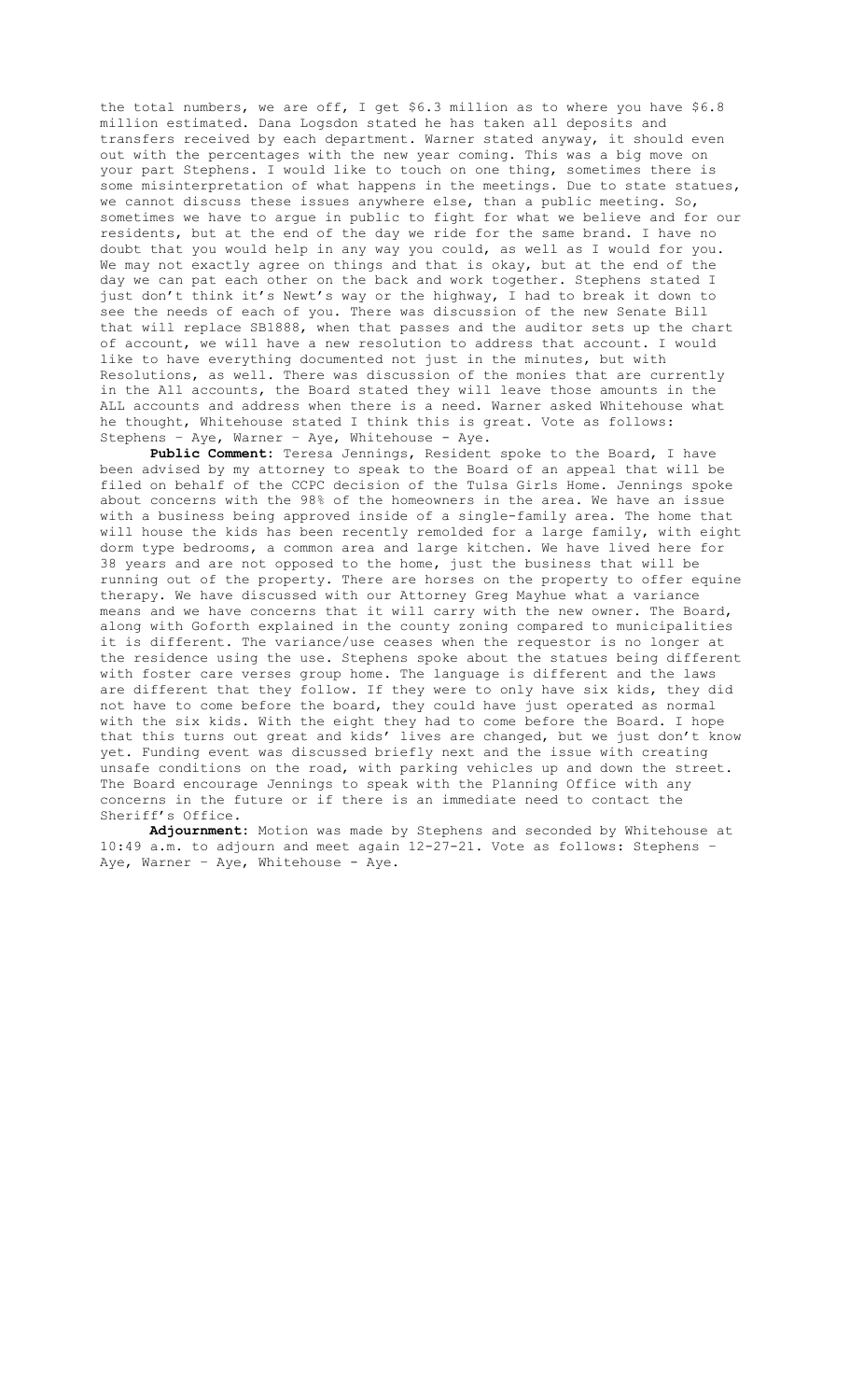the total numbers, we are off, I get $6.3 million as to where you have $6.8 million estimated. Dana Logsdon stated he has taken all deposits and transfers received by each department. Warner stated anyway, it should even out with the percentages with the new year coming. This was a big move on your part Stephens. I would like to touch on one thing, sometimes there is some misinterpretation of what happens in the meetings. Due to state statues, we cannot discuss these issues anywhere else, than a public meeting. So, sometimes we have to argue in public to fight for what we believe and for our residents, but at the end of the day we ride for the same brand. I have no doubt that you would help in any way you could, as well as I would for you. We may not exactly agree on things and that is okay, but at the end of the day we can pat each other on the back and work together. Stephens stated I just don't think it's Newt's way or the highway, I had to break it down to see the needs of each of you. There was discussion of the new Senate Bill that will replace SB1888, when that passes and the auditor sets up the chart of account, we will have a new resolution to address that account. I would like to have everything documented not just in the minutes, but with Resolutions, as well. There was discussion of the monies that are currently in the All accounts, the Board stated they will leave those amounts in the ALL accounts and address when there is a need. Warner asked Whitehouse what he thought, Whitehouse stated I think this is great. Vote as follows: Stephens – Aye, Warner – Aye, Whitehouse - Aye.

**Public Comment:** Teresa Jennings, Resident spoke to the Board, I have been advised by my attorney to speak to the Board of an appeal that will be filed on behalf of the CCPC decision of the Tulsa Girls Home. Jennings spoke about concerns with the 98% of the homeowners in the area. We have an issue with a business being approved inside of a single-family area. The home that will house the kids has been recently remolded for a large family, with eight dorm type bedrooms, a common area and large kitchen. We have lived here for 38 years and are not opposed to the home, just the business that will be running out of the property. There are horses on the property to offer equine therapy. We have discussed with our Attorney Greg Mayhue what a variance means and we have concerns that it will carry with the new owner. The Board, along with Goforth explained in the county zoning compared to municipalities it is different. The variance/use ceases when the requestor is no longer at the residence using the use. Stephens spoke about the statues being different with foster care verses group home. The language is different and the laws are different that they follow. If they were to only have six kids, they did not have to come before the board, they could have just operated as normal with the six kids. With the eight they had to come before the Board. I hope that this turns out great and kids' lives are changed, but we just don't know yet. Funding event was discussed briefly next and the issue with creating unsafe conditions on the road, with parking vehicles up and down the street. The Board encourage Jennings to speak with the Planning Office with any concerns in the future or if there is an immediate need to contact the Sheriff's Office.

**Adjournment:** Motion was made by Stephens and seconded by Whitehouse at 10:49 a.m. to adjourn and meet again 12-27-21. Vote as follows: Stephens – Aye, Warner – Aye, Whitehouse - Aye.